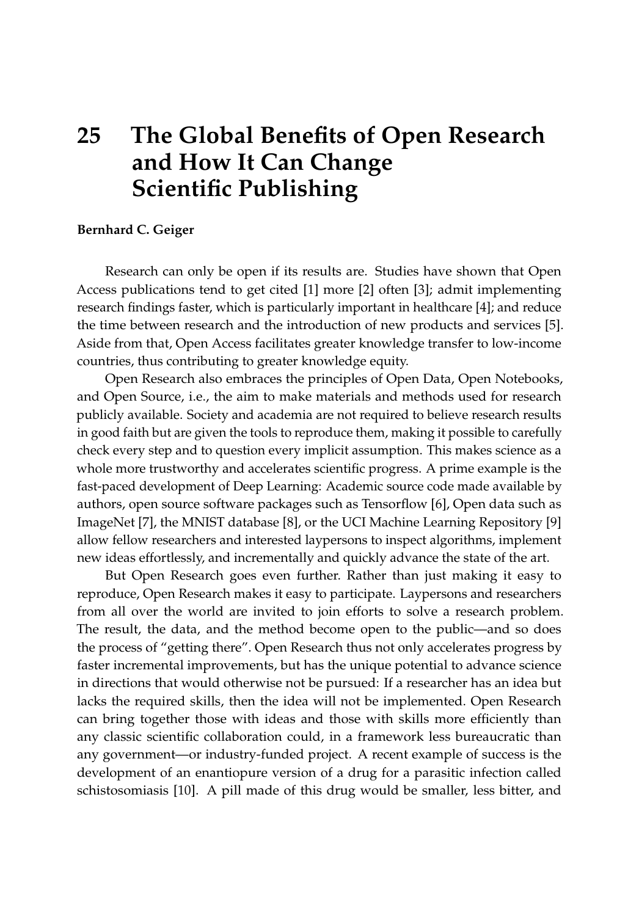# 25 The Global Benefits of Open Research and How It Can Change Scientific Publishing

**Bernhard C. Geiger**

Research can only be open if its results are. Studies have shown that Open Access publications tend to get cited [1] more [2] often [3]; admit implementing research findings faster, which is particularly important in healthcare [4]; and reduce the time between research and the introduction of new products and services [5]. Aside from that, Open Access facilitates greater knowledge transfer to low-income countries, thus contributing to greater knowledge equity.

Open Research also embraces the principles of Open Data, Open Notebooks, and Open Source, i.e., the aim to make materials and methods used for research publicly available. Society and academia are not required to believe research results in good faith but are given the tools to reproduce them, making it possible to carefully check every step and to question every implicit assumption. This makes science as a whole more trustworthy and accelerates scientific progress. A prime example is the fast-paced development of Deep Learning: Academic source code made available by authors, open source software packages such as Tensorflow [6], Open data such as ImageNet [7], the MNIST database [8], or the UCI Machine Learning Repository [9] allow fellow researchers and interested laypersons to inspect algorithms, implement new ideas effortlessly, and incrementally and quickly advance the state of the art.

But Open Research goes even further. Rather than just making it easy to reproduce, Open Research makes it easy to participate. Laypersons and researchers from all over the world are invited to join efforts to solve a research problem. The result, the data, and the method become open to the public—and so does the process of "getting there". Open Research thus not only accelerates progress by faster incremental improvements, but has the unique potential to advance science in directions that would otherwise not be pursued: If a researcher has an idea but lacks the required skills, then the idea will not be implemented. Open Research can bring together those with ideas and those with skills more efficiently than any classic scientific collaboration could, in a framework less bureaucratic than any government—or industry-funded project. A recent example of success is the development of an enantiopure version of a drug for a parasitic infection called schistosomiasis [10]. A pill made of this drug would be smaller, less bitter, and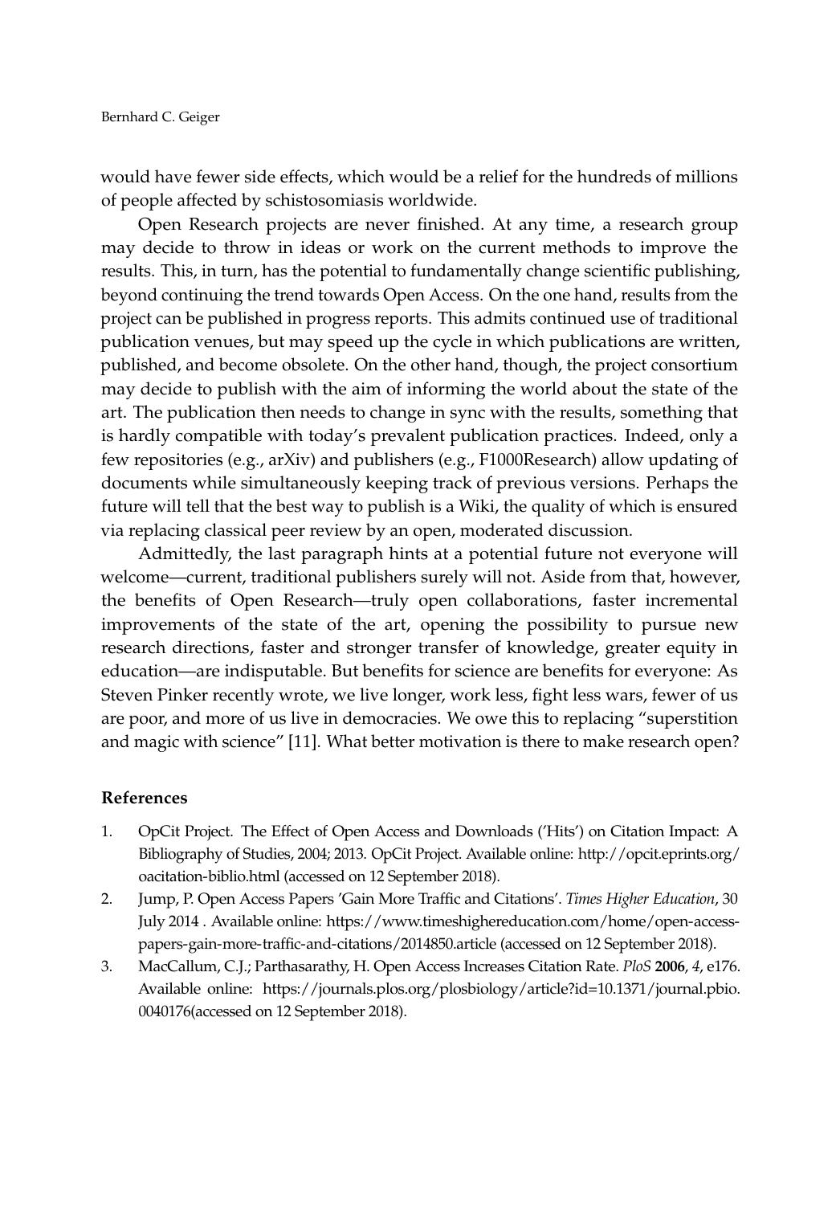would have fewer side effects, which would be a relief for the hundreds of millions of people affected by schistosomiasis worldwide.

Open Research projects are never finished. At any time, a research group may decide to throw in ideas or work on the current methods to improve the results. This, in turn, has the potential to fundamentally change scientific publishing, beyond continuing the trend towards Open Access. On the one hand, results from the project can be published in progress reports. This admits continued use of traditional publication venues, but may speed up the cycle in which publications are written, published, and become obsolete. On the other hand, though, the project consortium may decide to publish with the aim of informing the world about the state of the art. The publication then needs to change in sync with the results, something that is hardly compatible with today's prevalent publication practices. Indeed, only a few repositories (e.g., arXiv) and publishers (e.g., F1000Research) allow updating of documents while simultaneously keeping track of previous versions. Perhaps the future will tell that the best way to publish is a Wiki, the quality of which is ensured via replacing classical peer review by an open, moderated discussion.

Admittedly, the last paragraph hints at a potential future not everyone will welcome—current, traditional publishers surely will not. Aside from that, however, the benefits of Open Research—truly open collaborations, faster incremental improvements of the state of the art, opening the possibility to pursue new research directions, faster and stronger transfer of knowledge, greater equity in education—are indisputable. But benefits for science are benefits for everyone: As Steven Pinker recently wrote, we live longer, work less, fight less wars, fewer of us are poor, and more of us live in democracies. We owe this to replacing "superstition and magic with science" [11]. What better motivation is there to make research open?

## References

1. OpCit Project. The Effect of Open Access and Downloads ('Hits') on Citation Impact: A Bibliography of Studies, 2004; 2013. OpCit Project. Available online: http://opcit.eprints.org/oacitation-biblio.html (accessed on 12 September 2018).
2. Jump, P. Open Access Papers 'Gain More Traffic and Citations'. *Times Higher Education*, 30 July 2014 . Available online: https://www.timeshighereducation.com/home/open-access-papers-gain-more-traffic-and-citations/2014850.article (accessed on 12 September 2018).
3. MacCallum, C.J.; Parthasarathy, H. Open Access Increases Citation Rate. *PloS* **2006**, *4*, e176. Available online: https://journals.plos.org/plosbiology/article?id=10.1371/journal.pbio.0040176(accessed on 12 September 2018).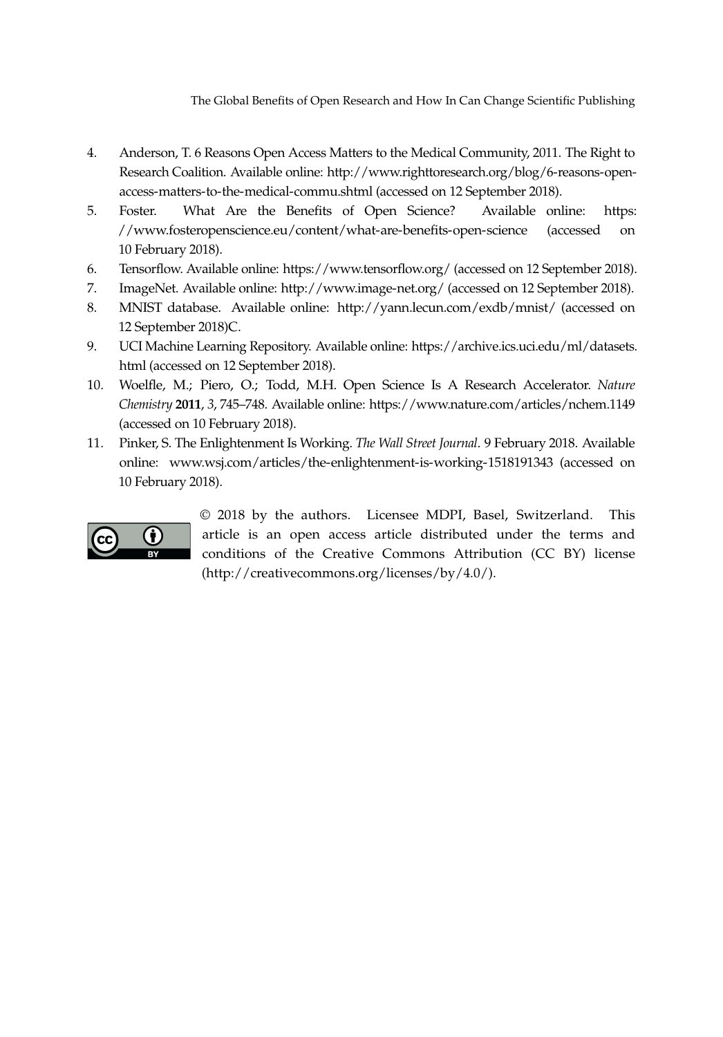4. Anderson, T. 6 Reasons Open Access Matters to the Medical Community, 2011. The Right to Research Coalition. Available online: http://www.righttoresearch.org/blog/6-reasons-open-access-matters-to-the-medical-commu.shtml (accessed on 12 September 2018).
5. Foster. What Are the Benefits of Open Science? Available online: https://www.fosteropenscience.eu/content/what-are-benefits-open-science (accessed on 10 February 2018).
6. Tensorflow. Available online: https://www.tensorflow.org/ (accessed on 12 September 2018).
7. ImageNet. Available online: http://www.image-net.org/ (accessed on 12 September 2018).
8. MNIST database. Available online: http://yann.lecun.com/exdb/mnist/ (accessed on 12 September 2018)C.
9. UCI Machine Learning Repository. Available online: https://archive.ics.uci.edu/ml/datasets.html (accessed on 12 September 2018).
10. Woelfle, M.; Piero, O.; Todd, M.H. Open Science Is A Research Accelerator. *Nature Chemistry* **2011**, *3*, 745–748. Available online: https://www.nature.com/articles/nchem.1149 (accessed on 10 February 2018).
11. Pinker, S. The Enlightenment Is Working. *The Wall Street Journal*. 9 February 2018. Available online: www.wsj.com/articles/the-enlightenment-is-working-1518191343 (accessed on 10 February 2018).

© 2018 by the authors. Licensee MDPI, Basel, Switzerland. This article is an open access article distributed under the terms and conditions of the Creative Commons Attribution (CC BY) license (http://creativecommons.org/licenses/by/4.0/).